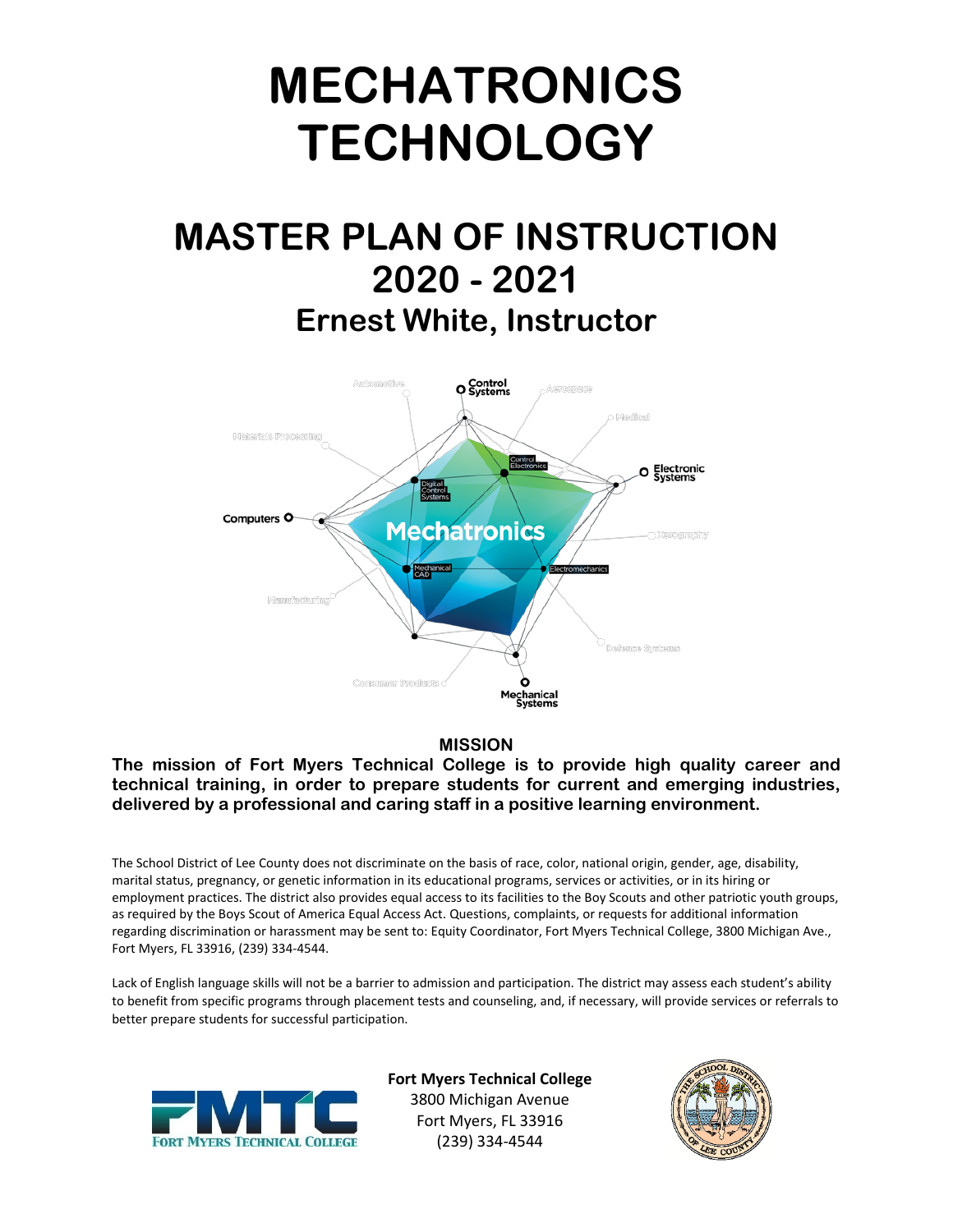# MECHATRONICS TECHNOLOGY

## MASTER PLAN OF INSTRUCTION 2020 - 2021

### Ernest White, Instructor

**MISSION**

**The mission of Fort Myers Technical College is to provide high quality career and technical training, in order to prepare students for current and emerging industries, delivered by a professional and caring staff in a positive learning environment.**

The School District of Lee County does not discriminate on the basis of race, color, national origin, gender, age, disability, marital status, pregnancy, or genetic information in its educational programs, services or activities, or in its hiring or employment practices. The district also provides equal access to its facilities to the Boy Scouts and other patriotic youth groups, as required by the Boys Scout of America Equal Access Act. Questions, complaints, or requests for additional information regarding discrimination or harassment may be sent to: Equity Coordinator, Fort Myers Technical College, 3800 Michigan Ave., Fort Myers, FL 33916, (239) 334-4544.

Lack of English language skills will not be a barrier to admission and participation. The district may assess each student's ability to benefit from specific programs through placement tests and counseling, and, if necessary, will provide services or referrals to better prepare students for successful participation.

**Fort Myers Technical College**
3800 Michigan Avenue
Fort Myers, FL 33916
(239) 334-4544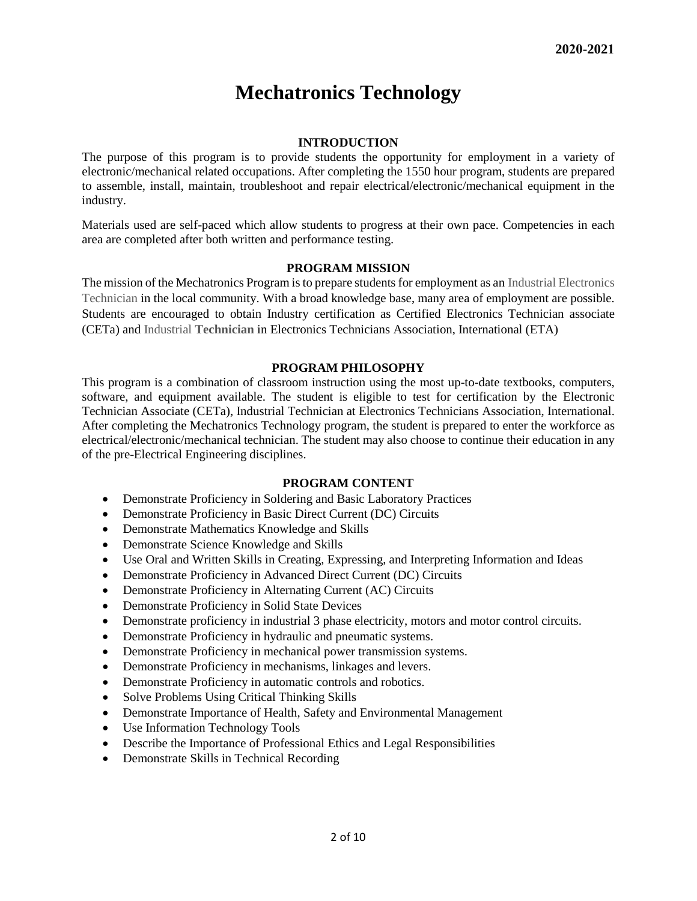**2020-2021**

# Mechatronics Technology

## INTRODUCTION

The purpose of this program is to provide students the opportunity for employment in a variety of electronic/mechanical related occupations. After completing the 1550 hour program, students are prepared to assemble, install, maintain, troubleshoot and repair electrical/electronic/mechanical equipment in the industry.

Materials used are self-paced which allow students to progress at their own pace. Competencies in each area are completed after both written and performance testing.

## PROGRAM MISSION

The mission of the Mechatronics Program is to prepare students for employment as an Industrial Electronics Technician in the local community. With a broad knowledge base, many area of employment are possible. Students are encouraged to obtain Industry certification as Certified Electronics Technician associate (CETa) and Industrial **Technician** in Electronics Technicians Association, International (ETA)

## PROGRAM PHILOSOPHY

This program is a combination of classroom instruction using the most up-to-date textbooks, computers, software, and equipment available. The student is eligible to test for certification by the Electronic Technician Associate (CETa), Industrial Technician at Electronics Technicians Association, International. After completing the Mechatronics Technology program, the student is prepared to enter the workforce as electrical/electronic/mechanical technician. The student may also choose to continue their education in any of the pre-Electrical Engineering disciplines.

## PROGRAM CONTENT

- Demonstrate Proficiency in Soldering and Basic Laboratory Practices
- Demonstrate Proficiency in Basic Direct Current (DC) Circuits
- Demonstrate Mathematics Knowledge and Skills
- Demonstrate Science Knowledge and Skills
- Use Oral and Written Skills in Creating, Expressing, and Interpreting Information and Ideas
- Demonstrate Proficiency in Advanced Direct Current (DC) Circuits
- Demonstrate Proficiency in Alternating Current (AC) Circuits
- Demonstrate Proficiency in Solid State Devices
- Demonstrate proficiency in industrial 3 phase electricity, motors and motor control circuits.
- Demonstrate Proficiency in hydraulic and pneumatic systems.
- Demonstrate Proficiency in mechanical power transmission systems.
- Demonstrate Proficiency in mechanisms, linkages and levers.
- Demonstrate Proficiency in automatic controls and robotics.
- Solve Problems Using Critical Thinking Skills
- Demonstrate Importance of Health, Safety and Environmental Management
- Use Information Technology Tools
- Describe the Importance of Professional Ethics and Legal Responsibilities
- Demonstrate Skills in Technical Recording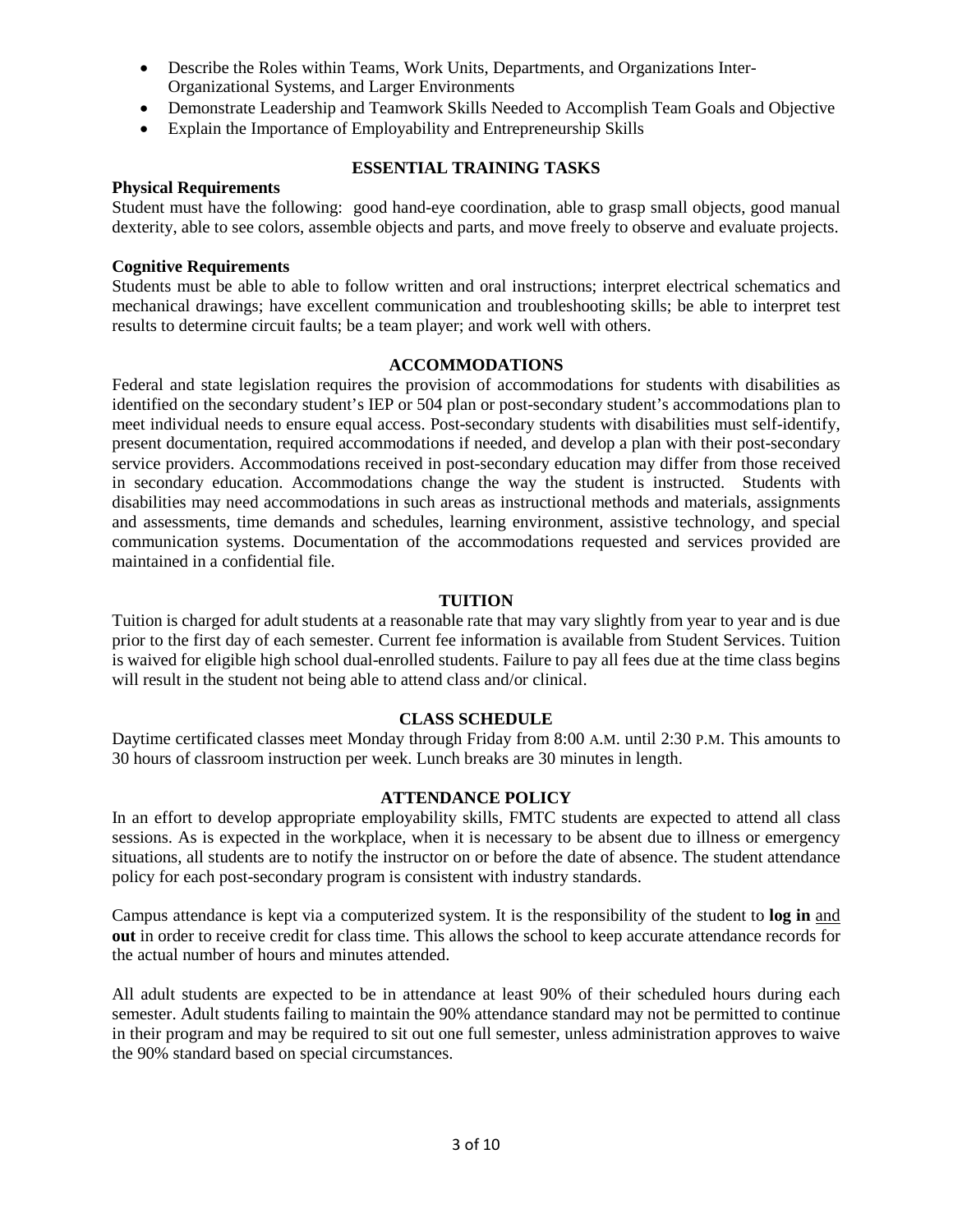- Describe the Roles within Teams, Work Units, Departments, and Organizations Inter-Organizational Systems, and Larger Environments
- Demonstrate Leadership and Teamwork Skills Needed to Accomplish Team Goals and Objective
- Explain the Importance of Employability and Entrepreneurship Skills

## ESSENTIAL TRAINING TASKS

**Physical Requirements**

Student must have the following: good hand-eye coordination, able to grasp small objects, good manual dexterity, able to see colors, assemble objects and parts, and move freely to observe and evaluate projects.

**Cognitive Requirements**

Students must be able to able to follow written and oral instructions; interpret electrical schematics and mechanical drawings; have excellent communication and troubleshooting skills; be able to interpret test results to determine circuit faults; be a team player; and work well with others.

## ACCOMMODATIONS

Federal and state legislation requires the provision of accommodations for students with disabilities as identified on the secondary student's IEP or 504 plan or post-secondary student's accommodations plan to meet individual needs to ensure equal access. Post-secondary students with disabilities must self-identify, present documentation, required accommodations if needed, and develop a plan with their post-secondary service providers. Accommodations received in post-secondary education may differ from those received in secondary education. Accommodations change the way the student is instructed. Students with disabilities may need accommodations in such areas as instructional methods and materials, assignments and assessments, time demands and schedules, learning environment, assistive technology, and special communication systems. Documentation of the accommodations requested and services provided are maintained in a confidential file.

## TUITION

Tuition is charged for adult students at a reasonable rate that may vary slightly from year to year and is due prior to the first day of each semester. Current fee information is available from Student Services. Tuition is waived for eligible high school dual-enrolled students. Failure to pay all fees due at the time class begins will result in the student not being able to attend class and/or clinical.

## CLASS SCHEDULE

Daytime certificated classes meet Monday through Friday from 8:00 A.M. until 2:30 P.M. This amounts to 30 hours of classroom instruction per week. Lunch breaks are 30 minutes in length.

## ATTENDANCE POLICY

In an effort to develop appropriate employability skills, FMTC students are expected to attend all class sessions. As is expected in the workplace, when it is necessary to be absent due to illness or emergency situations, all students are to notify the instructor on or before the date of absence. The student attendance policy for each post-secondary program is consistent with industry standards.

Campus attendance is kept via a computerized system. It is the responsibility of the student to **log in** and **out** in order to receive credit for class time. This allows the school to keep accurate attendance records for the actual number of hours and minutes attended.

All adult students are expected to be in attendance at least 90% of their scheduled hours during each semester. Adult students failing to maintain the 90% attendance standard may not be permitted to continue in their program and may be required to sit out one full semester, unless administration approves to waive the 90% standard based on special circumstances.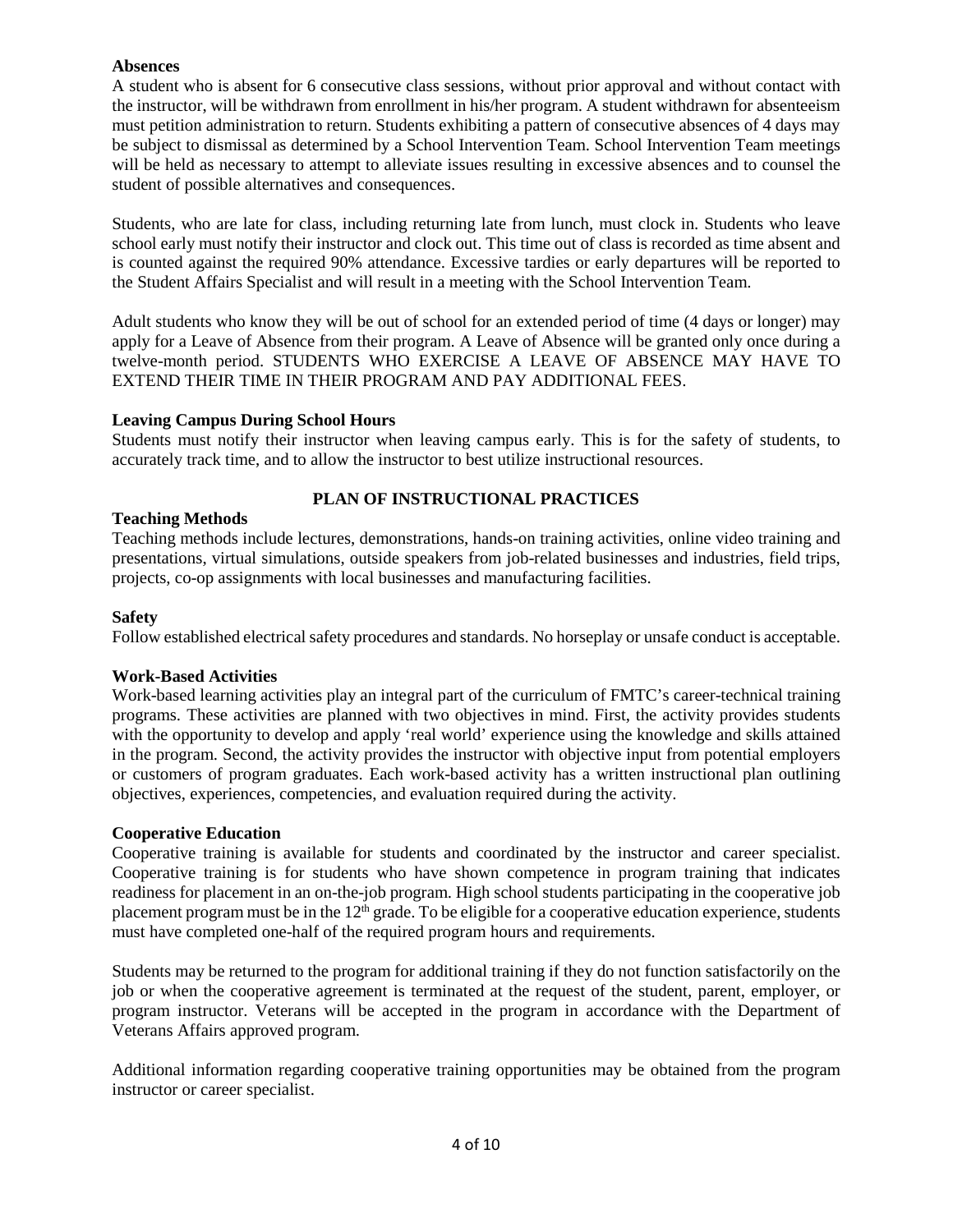**Absences**

A student who is absent for 6 consecutive class sessions, without prior approval and without contact with the instructor, will be withdrawn from enrollment in his/her program. A student withdrawn for absenteeism must petition administration to return. Students exhibiting a pattern of consecutive absences of 4 days may be subject to dismissal as determined by a School Intervention Team. School Intervention Team meetings will be held as necessary to attempt to alleviate issues resulting in excessive absences and to counsel the student of possible alternatives and consequences.

Students, who are late for class, including returning late from lunch, must clock in. Students who leave school early must notify their instructor and clock out. This time out of class is recorded as time absent and is counted against the required 90% attendance. Excessive tardies or early departures will be reported to the Student Affairs Specialist and will result in a meeting with the School Intervention Team.

Adult students who know they will be out of school for an extended period of time (4 days or longer) may apply for a Leave of Absence from their program. A Leave of Absence will be granted only once during a twelve-month period. STUDENTS WHO EXERCISE A LEAVE OF ABSENCE MAY HAVE TO EXTEND THEIR TIME IN THEIR PROGRAM AND PAY ADDITIONAL FEES.

**Leaving Campus During School Hours**

Students must notify their instructor when leaving campus early. This is for the safety of students, to accurately track time, and to allow the instructor to best utilize instructional resources.

## PLAN OF INSTRUCTIONAL PRACTICES

**Teaching Methods**

Teaching methods include lectures, demonstrations, hands-on training activities, online video training and presentations, virtual simulations, outside speakers from job-related businesses and industries, field trips, projects, co-op assignments with local businesses and manufacturing facilities.

**Safety**

Follow established electrical safety procedures and standards. No horseplay or unsafe conduct is acceptable.

**Work-Based Activities**

Work-based learning activities play an integral part of the curriculum of FMTC's career-technical training programs. These activities are planned with two objectives in mind. First, the activity provides students with the opportunity to develop and apply 'real world' experience using the knowledge and skills attained in the program. Second, the activity provides the instructor with objective input from potential employers or customers of program graduates. Each work-based activity has a written instructional plan outlining objectives, experiences, competencies, and evaluation required during the activity.

**Cooperative Education**

Cooperative training is available for students and coordinated by the instructor and career specialist. Cooperative training is for students who have shown competence in program training that indicates readiness for placement in an on-the-job program. High school students participating in the cooperative job placement program must be in the 12th grade. To be eligible for a cooperative education experience, students must have completed one-half of the required program hours and requirements.

Students may be returned to the program for additional training if they do not function satisfactorily on the job or when the cooperative agreement is terminated at the request of the student, parent, employer, or program instructor. Veterans will be accepted in the program in accordance with the Department of Veterans Affairs approved program.

Additional information regarding cooperative training opportunities may be obtained from the program instructor or career specialist.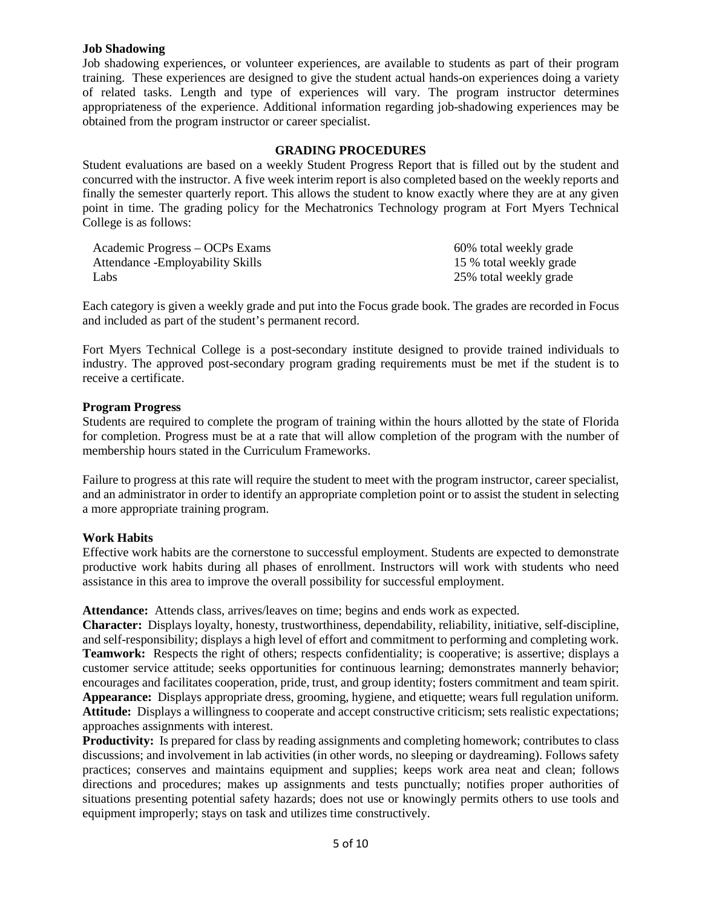**Job Shadowing**

Job shadowing experiences, or volunteer experiences, are available to students as part of their program training. These experiences are designed to give the student actual hands-on experiences doing a variety of related tasks. Length and type of experiences will vary. The program instructor determines appropriateness of the experience. Additional information regarding job-shadowing experiences may be obtained from the program instructor or career specialist.

## GRADING PROCEDURES

Student evaluations are based on a weekly Student Progress Report that is filled out by the student and concurred with the instructor. A five week interim report is also completed based on the weekly reports and finally the semester quarterly report. This allows the student to know exactly where they are at any given point in time. The grading policy for the Mechatronics Technology program at Fort Myers Technical College is as follows:

| | |
|---|---|
| Academic Progress – OCPs Exams | 60% total weekly grade |
| Attendance -Employability Skills | 15 % total weekly grade |
| Labs | 25% total weekly grade |

Each category is given a weekly grade and put into the Focus grade book. The grades are recorded in Focus and included as part of the student's permanent record.

Fort Myers Technical College is a post-secondary institute designed to provide trained individuals to industry. The approved post-secondary program grading requirements must be met if the student is to receive a certificate.

**Program Progress**

Students are required to complete the program of training within the hours allotted by the state of Florida for completion. Progress must be at a rate that will allow completion of the program with the number of membership hours stated in the Curriculum Frameworks.

Failure to progress at this rate will require the student to meet with the program instructor, career specialist, and an administrator in order to identify an appropriate completion point or to assist the student in selecting a more appropriate training program.

**Work Habits**

Effective work habits are the cornerstone to successful employment. Students are expected to demonstrate productive work habits during all phases of enrollment. Instructors will work with students who need assistance in this area to improve the overall possibility for successful employment.

**Attendance:** Attends class, arrives/leaves on time; begins and ends work as expected.
**Character:** Displays loyalty, honesty, trustworthiness, dependability, reliability, initiative, self-discipline, and self-responsibility; displays a high level of effort and commitment to performing and completing work.
**Teamwork:** Respects the right of others; respects confidentiality; is cooperative; is assertive; displays a customer service attitude; seeks opportunities for continuous learning; demonstrates mannerly behavior; encourages and facilitates cooperation, pride, trust, and group identity; fosters commitment and team spirit.
**Appearance:** Displays appropriate dress, grooming, hygiene, and etiquette; wears full regulation uniform.
**Attitude:** Displays a willingness to cooperate and accept constructive criticism; sets realistic expectations; approaches assignments with interest.
**Productivity:** Is prepared for class by reading assignments and completing homework; contributes to class discussions; and involvement in lab activities (in other words, no sleeping or daydreaming). Follows safety practices; conserves and maintains equipment and supplies; keeps work area neat and clean; follows directions and procedures; makes up assignments and tests punctually; notifies proper authorities of situations presenting potential safety hazards; does not use or knowingly permits others to use tools and equipment improperly; stays on task and utilizes time constructively.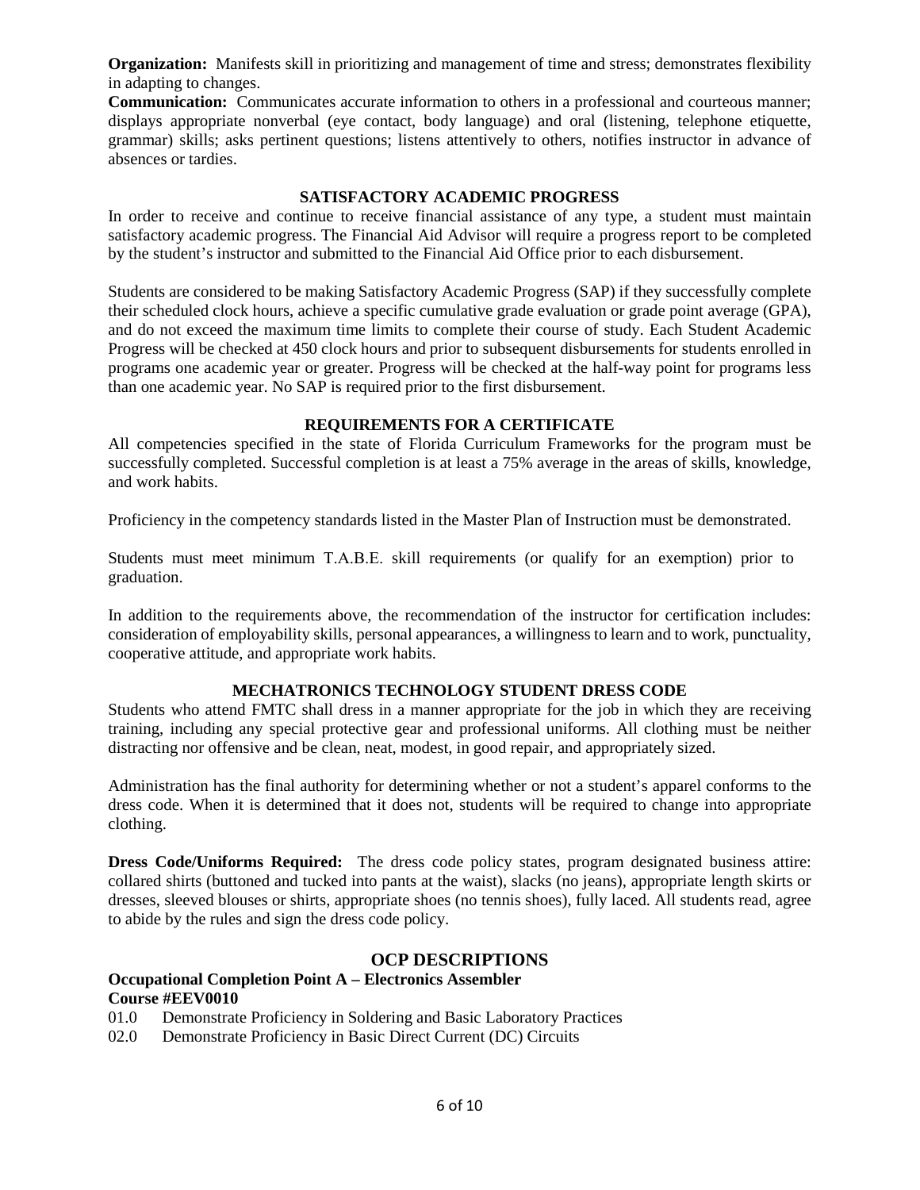**Organization:** Manifests skill in prioritizing and management of time and stress; demonstrates flexibility in adapting to changes.

**Communication:** Communicates accurate information to others in a professional and courteous manner; displays appropriate nonverbal (eye contact, body language) and oral (listening, telephone etiquette, grammar) skills; asks pertinent questions; listens attentively to others, notifies instructor in advance of absences or tardies.

## SATISFACTORY ACADEMIC PROGRESS

In order to receive and continue to receive financial assistance of any type, a student must maintain satisfactory academic progress. The Financial Aid Advisor will require a progress report to be completed by the student's instructor and submitted to the Financial Aid Office prior to each disbursement.

Students are considered to be making Satisfactory Academic Progress (SAP) if they successfully complete their scheduled clock hours, achieve a specific cumulative grade evaluation or grade point average (GPA), and do not exceed the maximum time limits to complete their course of study. Each Student Academic Progress will be checked at 450 clock hours and prior to subsequent disbursements for students enrolled in programs one academic year or greater. Progress will be checked at the half-way point for programs less than one academic year. No SAP is required prior to the first disbursement.

## REQUIREMENTS FOR A CERTIFICATE

All competencies specified in the state of Florida Curriculum Frameworks for the program must be successfully completed. Successful completion is at least a 75% average in the areas of skills, knowledge, and work habits.

Proficiency in the competency standards listed in the Master Plan of Instruction must be demonstrated.

Students must meet minimum T.A.B.E. skill requirements (or qualify for an exemption) prior to graduation.

In addition to the requirements above, the recommendation of the instructor for certification includes: consideration of employability skills, personal appearances, a willingness to learn and to work, punctuality, cooperative attitude, and appropriate work habits.

## MECHATRONICS TECHNOLOGY STUDENT DRESS CODE

Students who attend FMTC shall dress in a manner appropriate for the job in which they are receiving training, including any special protective gear and professional uniforms. All clothing must be neither distracting nor offensive and be clean, neat, modest, in good repair, and appropriately sized.

Administration has the final authority for determining whether or not a student's apparel conforms to the dress code. When it is determined that it does not, students will be required to change into appropriate clothing.

**Dress Code/Uniforms Required:** The dress code policy states, program designated business attire: collared shirts (buttoned and tucked into pants at the waist), slacks (no jeans), appropriate length skirts or dresses, sleeved blouses or shirts, appropriate shoes (no tennis shoes), fully laced. All students read, agree to abide by the rules and sign the dress code policy.

## OCP DESCRIPTIONS

**Occupational Completion Point A – Electronics Assembler**
**Course #EEV0010**

01.0 Demonstrate Proficiency in Soldering and Basic Laboratory Practices
02.0 Demonstrate Proficiency in Basic Direct Current (DC) Circuits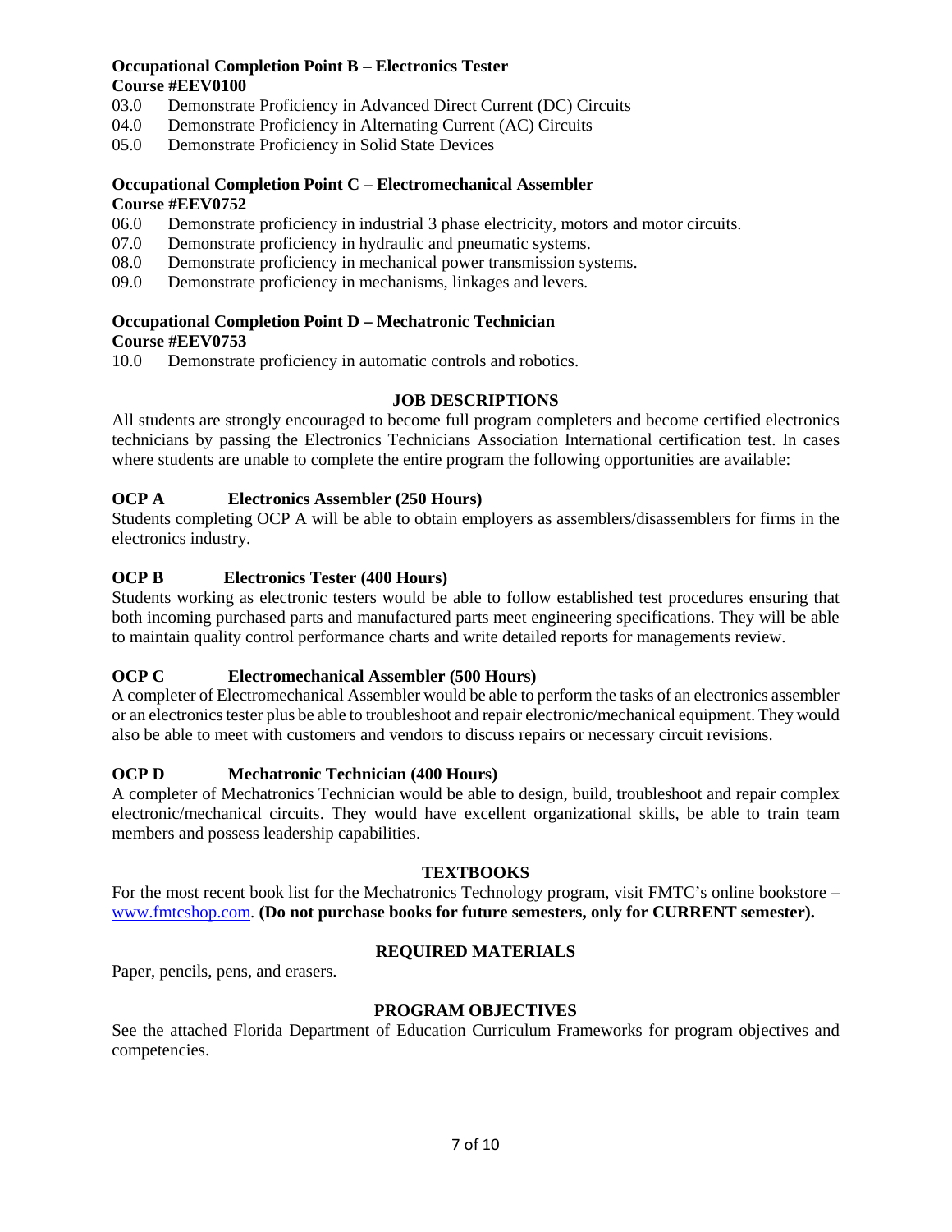**Occupational Completion Point B – Electronics Tester**
**Course #EEV0100**

03.0 Demonstrate Proficiency in Advanced Direct Current (DC) Circuits
04.0 Demonstrate Proficiency in Alternating Current (AC) Circuits
05.0 Demonstrate Proficiency in Solid State Devices

**Occupational Completion Point C – Electromechanical Assembler**
**Course #EEV0752**

06.0 Demonstrate proficiency in industrial 3 phase electricity, motors and motor circuits.
07.0 Demonstrate proficiency in hydraulic and pneumatic systems.
08.0 Demonstrate proficiency in mechanical power transmission systems.
09.0 Demonstrate proficiency in mechanisms, linkages and levers.

**Occupational Completion Point D – Mechatronic Technician**
**Course #EEV0753**

10.0 Demonstrate proficiency in automatic controls and robotics.

## JOB DESCRIPTIONS

All students are strongly encouraged to become full program completers and become certified electronics technicians by passing the Electronics Technicians Association International certification test. In cases where students are unable to complete the entire program the following opportunities are available:

**OCP A Electronics Assembler (250 Hours)**

Students completing OCP A will be able to obtain employers as assemblers/disassemblers for firms in the electronics industry.

**OCP B Electronics Tester (400 Hours)**

Students working as electronic testers would be able to follow established test procedures ensuring that both incoming purchased parts and manufactured parts meet engineering specifications. They will be able to maintain quality control performance charts and write detailed reports for managements review.

**OCP C Electromechanical Assembler (500 Hours)**

A completer of Electromechanical Assembler would be able to perform the tasks of an electronics assembler or an electronics tester plus be able to troubleshoot and repair electronic/mechanical equipment. They would also be able to meet with customers and vendors to discuss repairs or necessary circuit revisions.

**OCP D Mechatronic Technician (400 Hours)**

A completer of Mechatronics Technician would be able to design, build, troubleshoot and repair complex electronic/mechanical circuits. They would have excellent organizational skills, be able to train team members and possess leadership capabilities.

## TEXTBOOKS

For the most recent book list for the Mechatronics Technology program, visit FMTC's online bookstore – www.fmtcshop.com. **(Do not purchase books for future semesters, only for CURRENT semester).**

## REQUIRED MATERIALS

Paper, pencils, pens, and erasers.

## PROGRAM OBJECTIVES

See the attached Florida Department of Education Curriculum Frameworks for program objectives and competencies.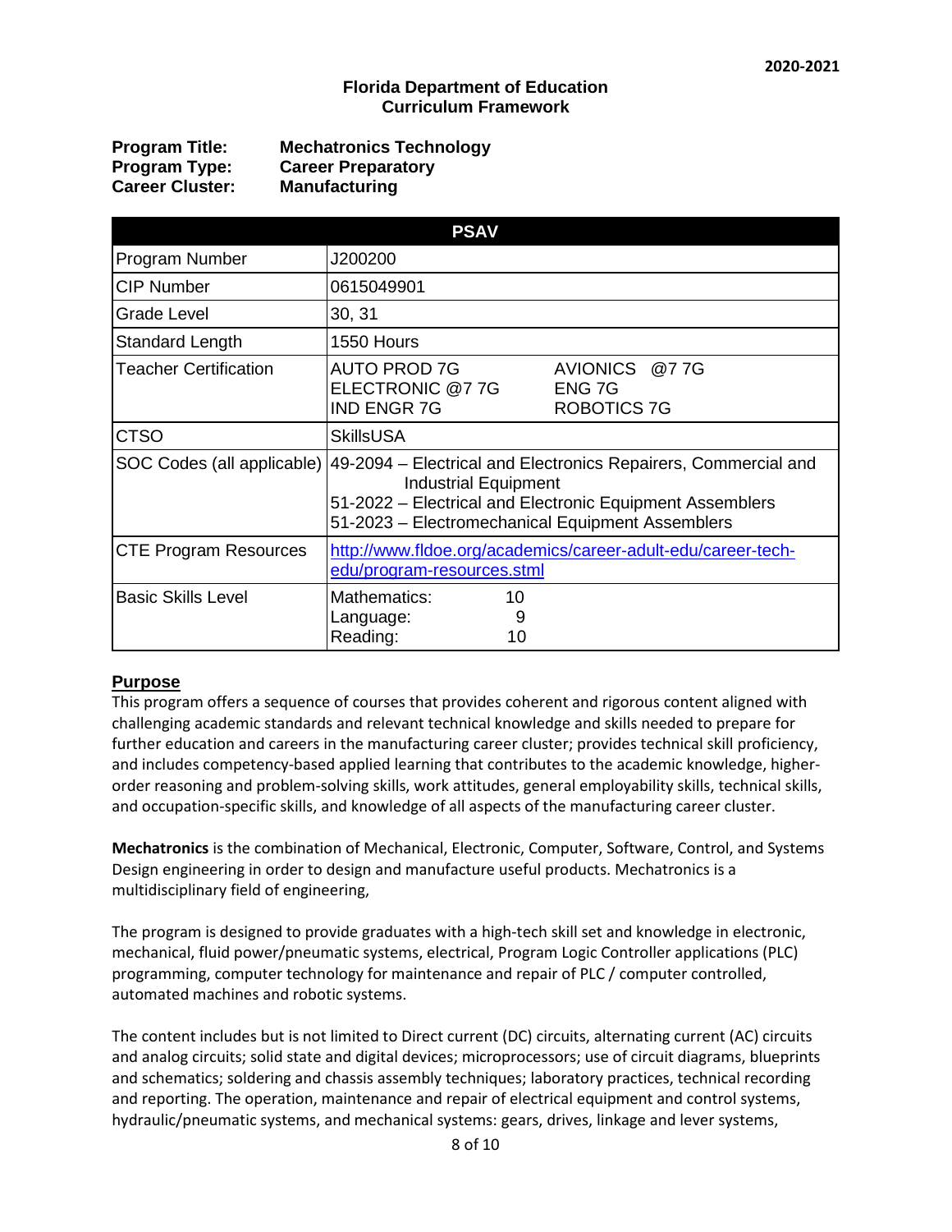**Florida Department of Education**
**Curriculum Framework**

**Program Title:** **Mechatronics Technology**
**Program Type:** **Career Preparatory**
**Career Cluster:** **Manufacturing**

| PSAV | |
|---|---|
| Program Number | J200200 |
| CIP Number | 0615049901 |
| Grade Level | 30, 31 |
| Standard Length | 1550 Hours |
| Teacher Certification | AUTO PROD 7G<br>ELECTRONIC @7 7G<br>IND ENGR 7G<br>AVIONICS @7 7G<br>ENG 7G<br>ROBOTICS 7G |
| CTSO | SkillsUSA |
| SOC Codes (all applicable) | 49-2094 – Electrical and Electronics Repairers, Commercial and Industrial Equipment<br>51-2022 – Electrical and Electronic Equipment Assemblers<br>51-2023 – Electromechanical Equipment Assemblers |
| CTE Program Resources | http://www.fldoe.org/academics/career-adult-edu/career-tech-edu/program-resources.stml |
| Basic Skills Level | Mathematics: 10<br>Language: 9<br>Reading: 10 |

## Purpose

This program offers a sequence of courses that provides coherent and rigorous content aligned with challenging academic standards and relevant technical knowledge and skills needed to prepare for further education and careers in the manufacturing career cluster; provides technical skill proficiency, and includes competency-based applied learning that contributes to the academic knowledge, higher-order reasoning and problem-solving skills, work attitudes, general employability skills, technical skills, and occupation-specific skills, and knowledge of all aspects of the manufacturing career cluster.

**Mechatronics** is the combination of Mechanical, Electronic, Computer, Software, Control, and Systems Design engineering in order to design and manufacture useful products. Mechatronics is a multidisciplinary field of engineering,

The program is designed to provide graduates with a high-tech skill set and knowledge in electronic, mechanical, fluid power/pneumatic systems, electrical, Program Logic Controller applications (PLC) programming, computer technology for maintenance and repair of PLC / computer controlled, automated machines and robotic systems.

The content includes but is not limited to Direct current (DC) circuits, alternating current (AC) circuits and analog circuits; solid state and digital devices; microprocessors; use of circuit diagrams, blueprints and schematics; soldering and chassis assembly techniques; laboratory practices, technical recording and reporting. The operation, maintenance and repair of electrical equipment and control systems, hydraulic/pneumatic systems, and mechanical systems: gears, drives, linkage and lever systems,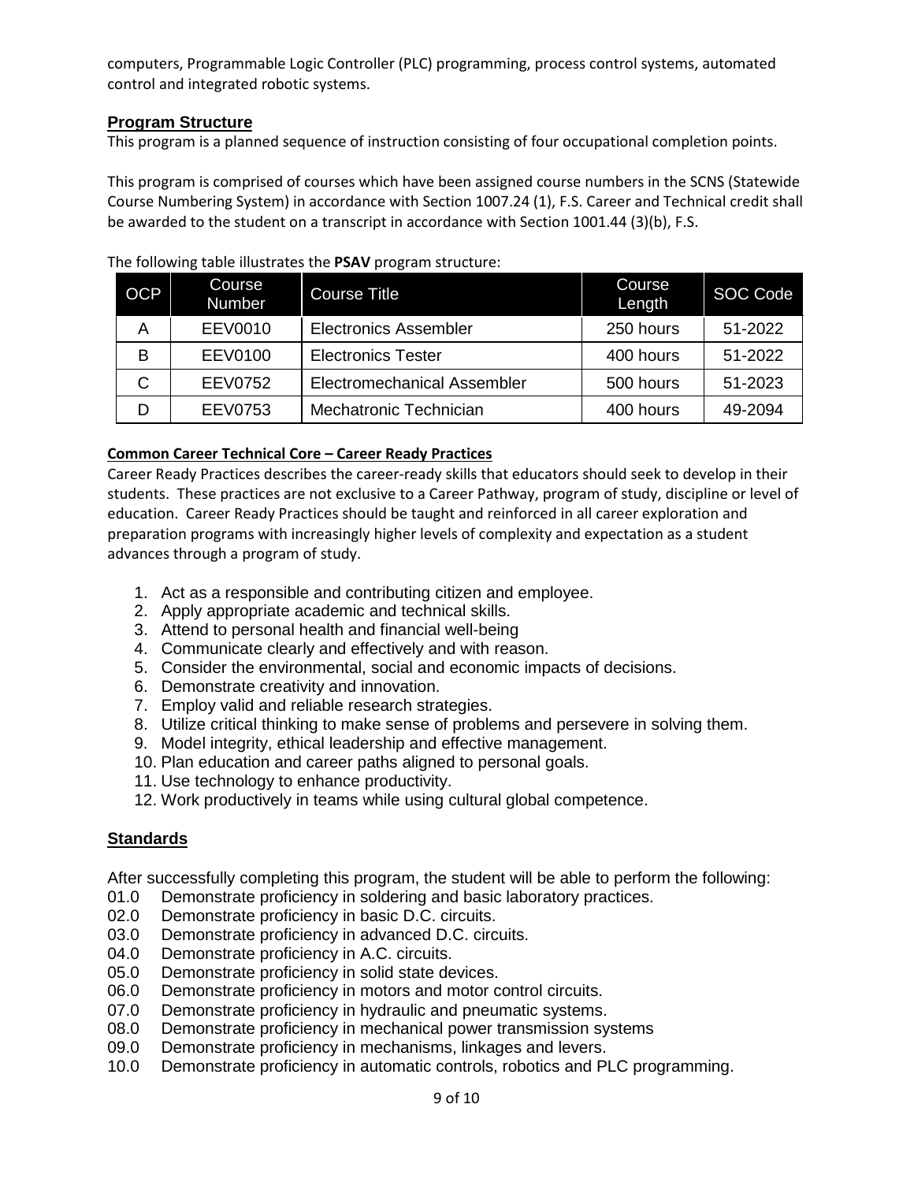computers, Programmable Logic Controller (PLC) programming, process control systems, automated control and integrated robotic systems.

## Program Structure

This program is a planned sequence of instruction consisting of four occupational completion points.

This program is comprised of courses which have been assigned course numbers in the SCNS (Statewide Course Numbering System) in accordance with Section 1007.24 (1), F.S. Career and Technical credit shall be awarded to the student on a transcript in accordance with Section 1001.44 (3)(b), F.S.

The following table illustrates the **PSAV** program structure:

| OCP | Course Number | Course Title | Course Length | SOC Code |
|---|---|---|---|---|
| A | EEV0010 | Electronics Assembler | 250 hours | 51-2022 |
| B | EEV0100 | Electronics Tester | 400 hours | 51-2022 |
| C | EEV0752 | Electromechanical Assembler | 500 hours | 51-2023 |
| D | EEV0753 | Mechatronic Technician | 400 hours | 49-2094 |

### Common Career Technical Core – Career Ready Practices

Career Ready Practices describes the career-ready skills that educators should seek to develop in their students. These practices are not exclusive to a Career Pathway, program of study, discipline or level of education. Career Ready Practices should be taught and reinforced in all career exploration and preparation programs with increasingly higher levels of complexity and expectation as a student advances through a program of study.

1. Act as a responsible and contributing citizen and employee.
2. Apply appropriate academic and technical skills.
3. Attend to personal health and financial well-being
4. Communicate clearly and effectively and with reason.
5. Consider the environmental, social and economic impacts of decisions.
6. Demonstrate creativity and innovation.
7. Employ valid and reliable research strategies.
8. Utilize critical thinking to make sense of problems and persevere in solving them.
9. Model integrity, ethical leadership and effective management.
10. Plan education and career paths aligned to personal goals.
11. Use technology to enhance productivity.
12. Work productively in teams while using cultural global competence.

## Standards

After successfully completing this program, the student will be able to perform the following:

01.0 Demonstrate proficiency in soldering and basic laboratory practices.
02.0 Demonstrate proficiency in basic D.C. circuits.
03.0 Demonstrate proficiency in advanced D.C. circuits.
04.0 Demonstrate proficiency in A.C. circuits.
05.0 Demonstrate proficiency in solid state devices.
06.0 Demonstrate proficiency in motors and motor control circuits.
07.0 Demonstrate proficiency in hydraulic and pneumatic systems.
08.0 Demonstrate proficiency in mechanical power transmission systems
09.0 Demonstrate proficiency in mechanisms, linkages and levers.
10.0 Demonstrate proficiency in automatic controls, robotics and PLC programming.